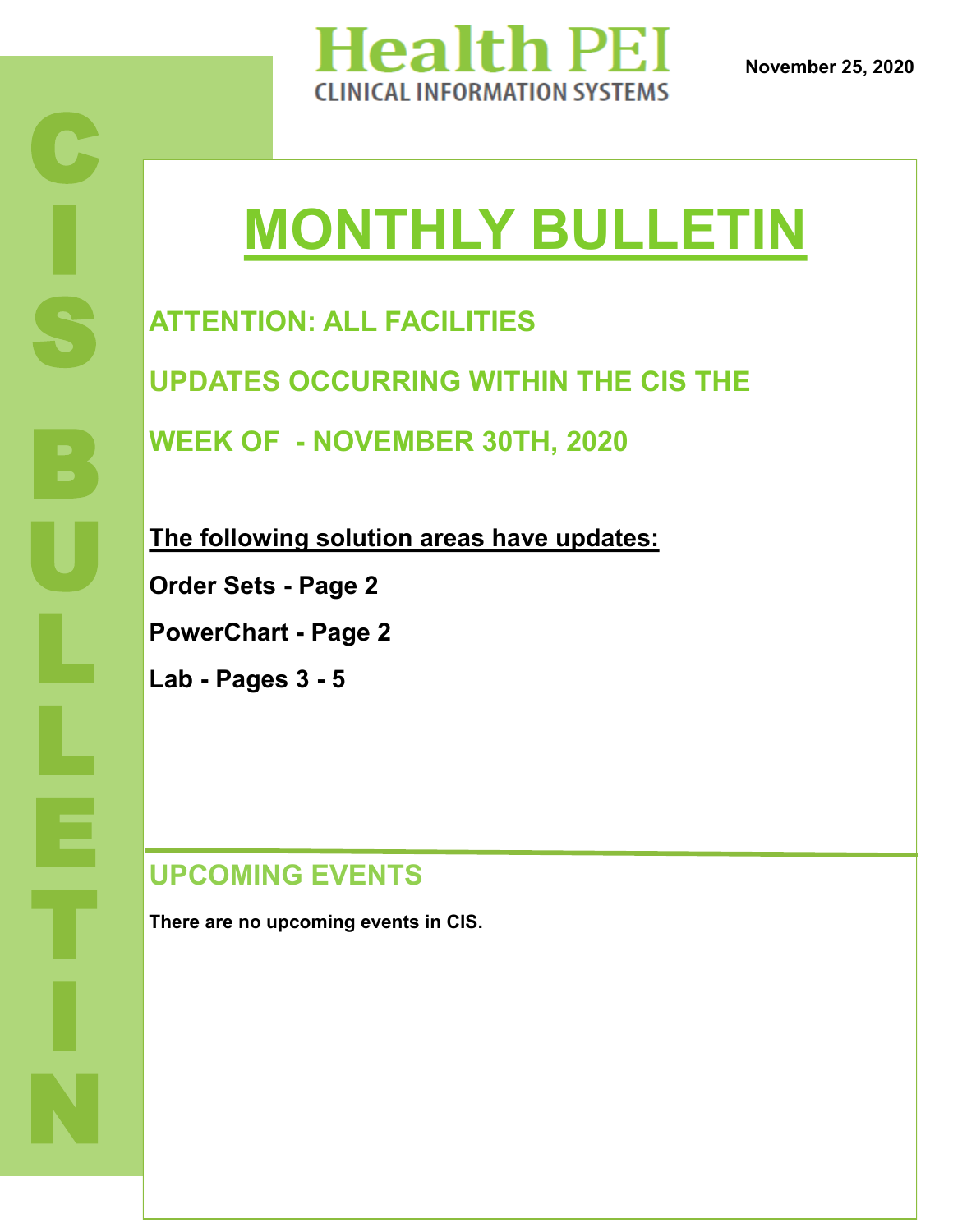# Health PEI

CLINICAL INFORMATION SYSTEMS

**November 25, 2020**

CIS BULLETIN

# MONTHLY BULLETIN

## ATTENTION: ALL FACILITIES

## UPDATES OCCURRING WITHIN THE CIS THE WEEK OF - NOVEMBER 30TH, 2020

**The following solution areas have updates:**

**Order Sets - Page 2**

**PowerChart - Page 2**

**Lab - Pages 3 - 5**

## UPCOMING EVENTS

**There are no upcoming events in CIS.**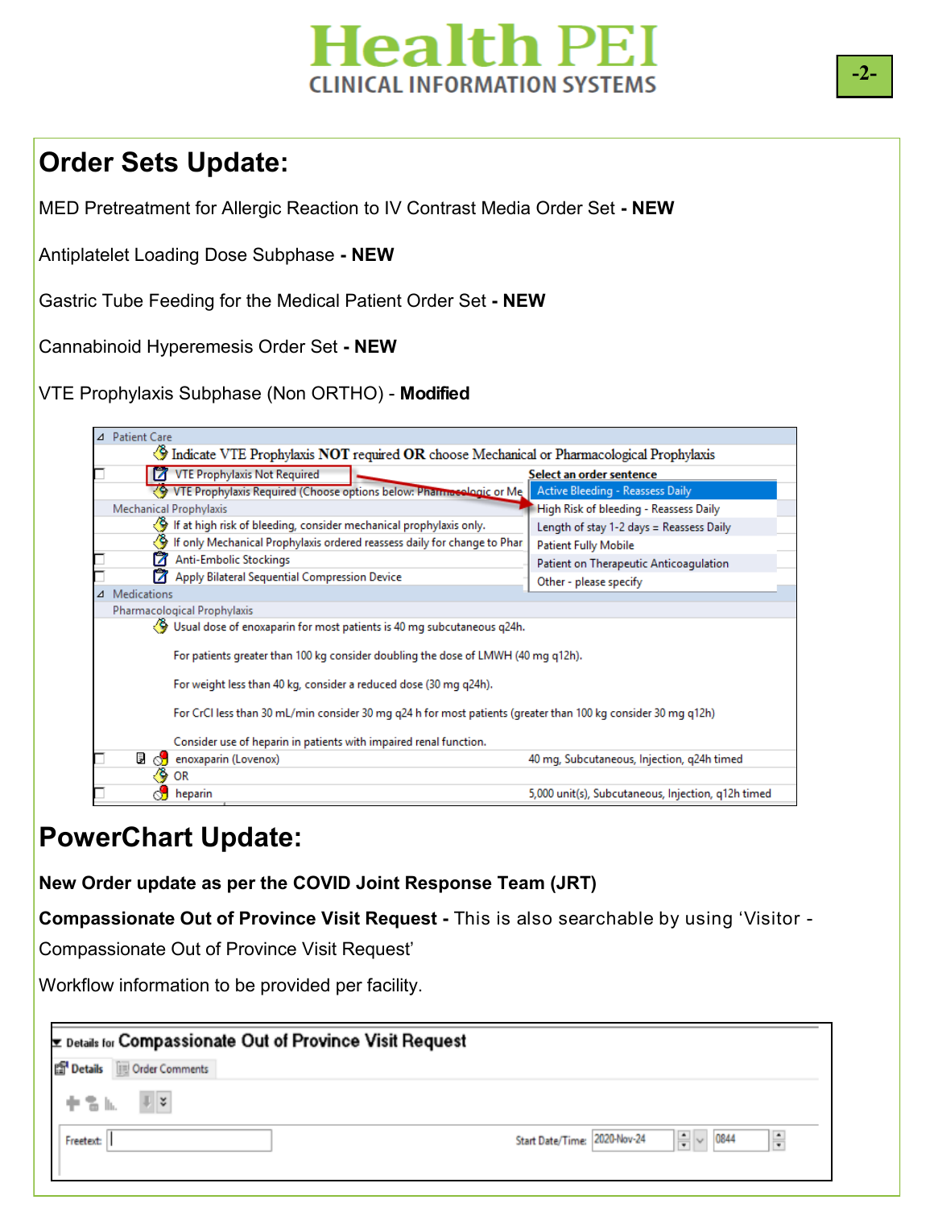## Order Sets Update:

MED Pretreatment for Allergic Reaction to IV Contrast Media Order Set - **NEW**

Antiplatelet Loading Dose Subphase - **NEW**

Gastric Tube Feeding for the Medical Patient Order Set - **NEW**

Cannabinoid Hyperemesis Order Set - **NEW**

VTE Prophylaxis Subphase (Non ORTHO) - **Modified**

Patient Care

Indicate VTE Prophylaxis **NOT** required **OR** choose Mechanical or Pharmacological Prophylaxis

- VTE Prophylaxis Not Required
- VTE Prophylaxis Required (Choose options below: Pharmacologic or Me

Select an order sentence

- Active Bleeding - Reassess Daily
- High Risk of bleeding - Reassess Daily
- Length of stay 1-2 days = Reassess Daily
- Patient Fully Mobile
- Patient on Therapeutic Anticoagulation
- Other - please specify

Mechanical Prophylaxis

If at high risk of bleeding, consider mechanical prophylaxis only.

If only Mechanical Prophylaxis ordered reassess daily for change to Phar

- Anti-Embolic Stockings
- Apply Bilateral Sequential Compression Device

Medications

Pharmacological Prophylaxis

Usual dose of enoxaparin for most patients is 40 mg subcutaneous q24h.

For patients greater than 100 kg consider doubling the dose of LMWH (40 mg q12h).

For weight less than 40 kg, consider a reduced dose (30 mg q24h).

For CrCl less than 30 mL/min consider 30 mg q24 h for most patients (greater than 100 kg consider 30 mg q12h)

Consider use of heparin in patients with impaired renal function.

| | |
|---|---|
| enoxaparin (Lovenox) | 40 mg, Subcutaneous, Injection, q24h timed |
| OR | |
| heparin | 5,000 unit(s), Subcutaneous, Injection, q12h timed |

## PowerChart Update:

**New Order update as per the COVID Joint Response Team (JRT)**

**Compassionate Out of Province Visit Request -** This is also searchable by using 'Visitor - Compassionate Out of Province Visit Request'

Workflow information to be provided per facility.

Details for **Compassionate Out of Province Visit Request**

Details | Order Comments

Freetext: | Start Date/Time: 2020-Nov-24 0844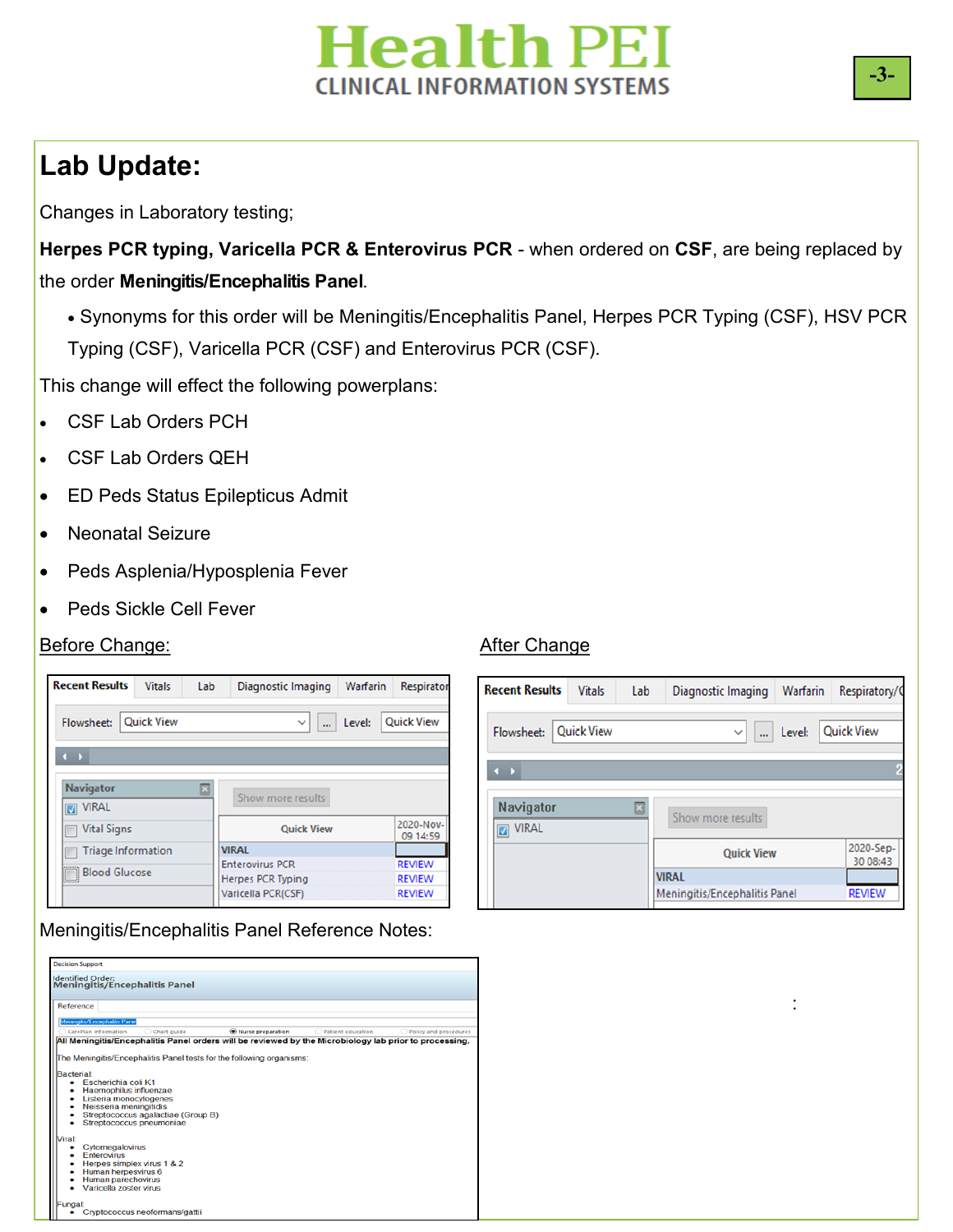# Lab Update:

Changes in Laboratory testing;

**Herpes PCR typing, Varicella PCR & Enterovirus PCR** - when ordered on **CSF**, are being replaced by the order **Meningitis/Encephalitis Panel**.

- Synonyms for this order will be Meningitis/Encephalitis Panel, Herpes PCR Typing (CSF), HSV PCR Typing (CSF), Varicella PCR (CSF) and Enterovirus PCR (CSF).

This change will effect the following powerplans:

- CSF Lab Orders PCH
- CSF Lab Orders QEH
- ED Peds Status Epilepticus Admit
- Neonatal Seizure
- Peds Asplenia/Hyposplenia Fever
- Peds Sickle Cell Fever

<u>Before Change:</u>

| Quick View | 2020-Nov-09 14:59 |
| --- | --- |
| VIRAL | |
| Enterovirus PCR | REVIEW |
| Herpes PCR Typing | REVIEW |
| Varicella PCR(CSF) | REVIEW |

<u>After Change</u>

| Quick View | 2020-Sep-30 08:43 |
| --- | --- |
| VIRAL | |
| Meningitis/Encephalitis Panel | REVIEW |

Meningitis/Encephalitis Panel Reference Notes:

Identified Order:
**Meningitis/Encephalitis Panel**

**All Meningitis/Encephalitis Panel orders will be reviewed by the Microbiology lab prior to processing.**

The Meningitis/Encephalitis Panel tests for the following organisms:

Bacterial:
- Escherichia coli K1
- Haemophilus influenzae
- Listeria monocytogenes
- Neisseria meningitidis
- Streptococcus agalactiae (Group B)
- Streptococcus pneumoniae

Viral:
- Cytomegalovirus
- Enterovirus
- Herpes simplex virus 1 & 2
- Human herpesvirus 6
- Human parechovirus
- Varicella zoster virus

Fungal:
- Cryptococcus neoformans/gattii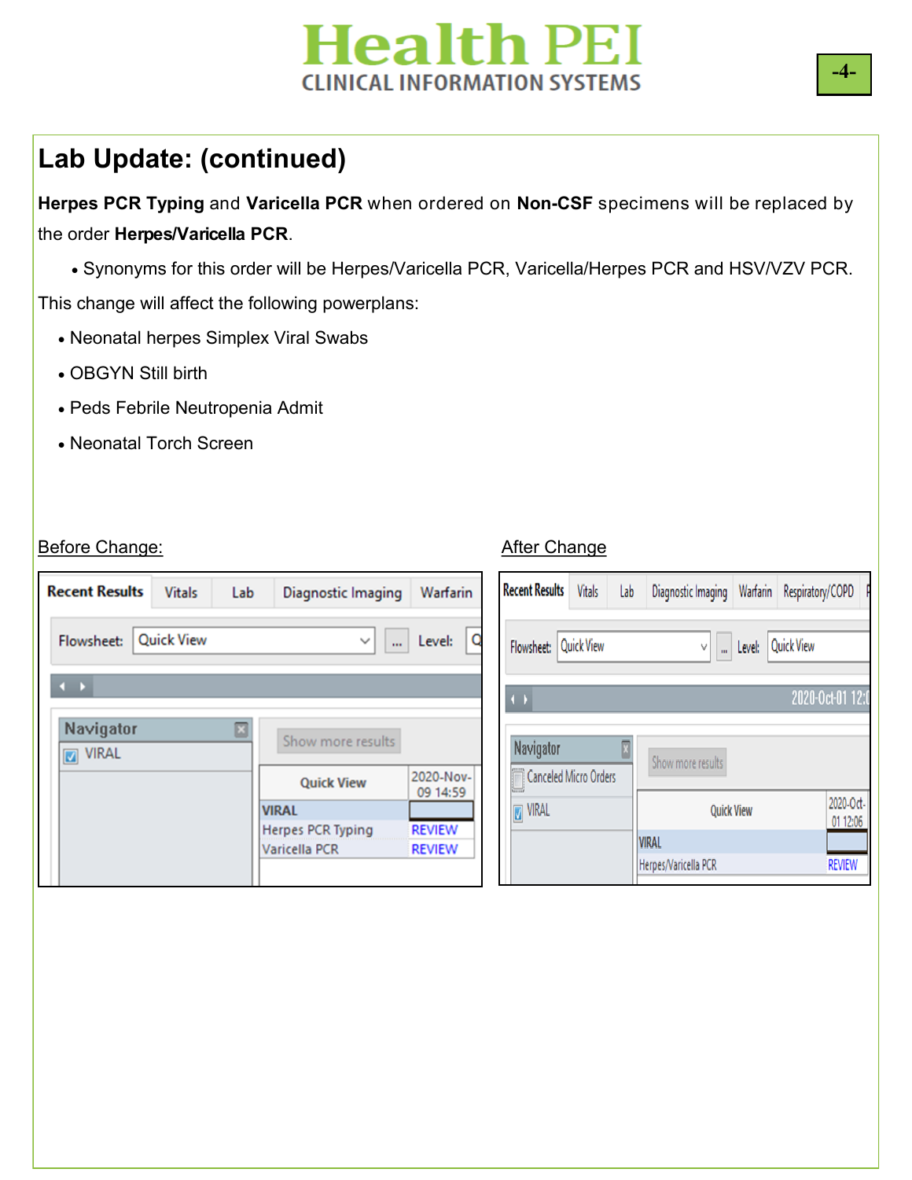## Lab Update: (continued)

**Herpes PCR Typing** and **Varicella PCR** when ordered on **Non-CSF** specimens will be replaced by the order **Herpes/Varicella PCR**.

- Synonyms for this order will be Herpes/Varicella PCR, Varicella/Herpes PCR and HSV/VZV PCR.

This change will affect the following powerplans:

- Neonatal herpes Simplex Viral Swabs
- OBGYN Still birth
- Peds Febrile Neutropenia Admit
- Neonatal Torch Screen

Before Change:

After Change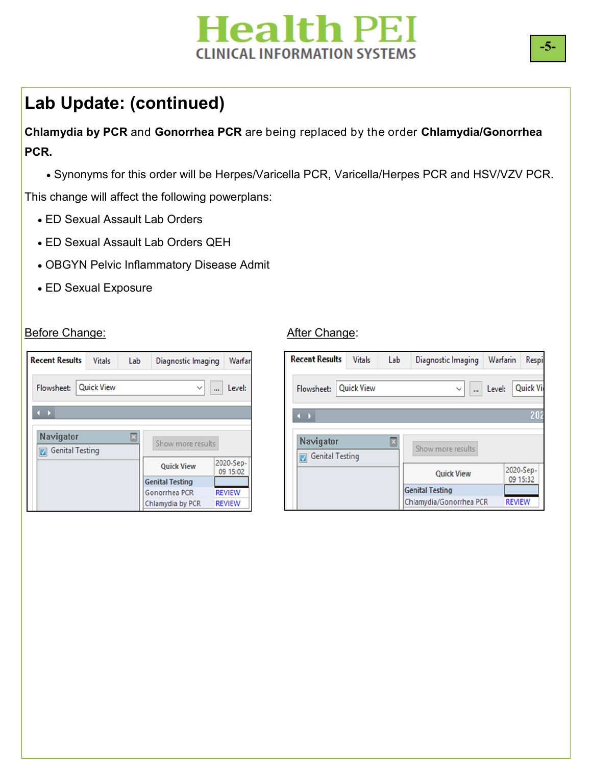## Lab Update: (continued)

**Chlamydia by PCR** and **Gonorrhea PCR** are being replaced by the order **Chlamydia/Gonorrhea PCR.**

- Synonyms for this order will be Herpes/Varicella PCR, Varicella/Herpes PCR and HSV/VZV PCR.

This change will affect the following powerplans:

- ED Sexual Assault Lab Orders
- ED Sexual Assault Lab Orders QEH
- OBGYN Pelvic Inflammatory Disease Admit
- ED Sexual Exposure

Before Change:

Recent Results | Vitals | Lab | Diagnostic Imaging | Warfar

Flowsheet: Quick View ... Level:

Navigator
Genital Testing

Show more results

| Quick View | 2020-Sep-09 15:02 |
|---|---|
| Genital Testing | |
| Gonorrhea PCR | REVIEW |
| Chlamydia by PCR | REVIEW |

After Change:

Recent Results | Vitals | Lab | Diagnostic Imaging | Warfarin | Respi

Flowsheet: Quick View ... Level: Quick Vi

Navigator
Genital Testing

Show more results

| Quick View | 2020-Sep-09 15:32 |
|---|---|
| Genital Testing | |
| Chlamydia/Gonorrhea PCR | REVIEW |